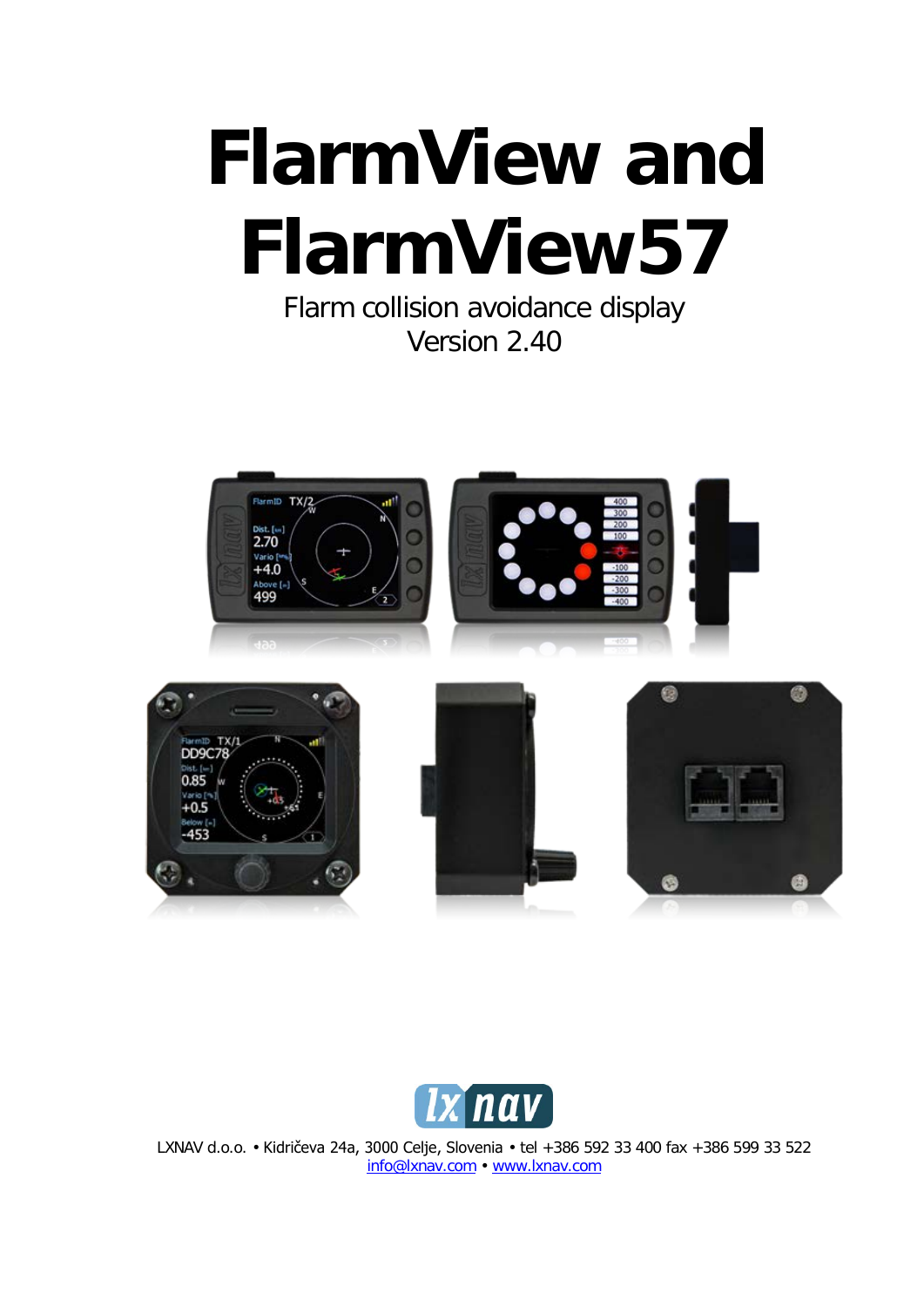# FlarmView and FlarmView57

Flarm collision avoidance display
Version 2.40

LXNAV d.o.o. • Kidričeva 24a, 3000 Celje, Slovenia • tel +386 592 33 400 fax +386 599 33 522
info@lxnav.com • www.lxnav.com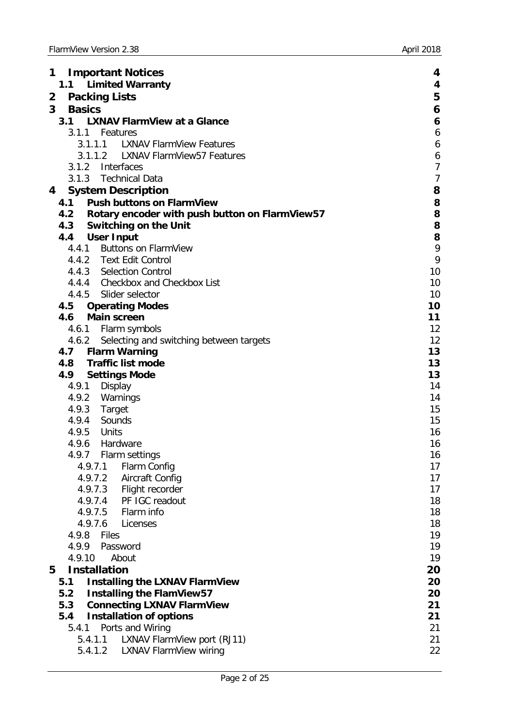| | |
|---|---|
| **1 Important Notices** | **4** |
| **1.1 Limited Warranty** | **4** |
| **2 Packing Lists** | **5** |
| **3 Basics** | **6** |
| **3.1 LXNAV FlarmView at a Glance** | **6** |
| 3.1.1 Features | 6 |
| 3.1.1.1 LXNAV FlarmView Features | 6 |
| 3.1.1.2 LXNAV FlarmView57 Features | 6 |
| 3.1.2 Interfaces | 7 |
| 3.1.3 Technical Data | 7 |
| **4 System Description** | **8** |
| **4.1 Push buttons on FlarmView** | **8** |
| **4.2 Rotary encoder with push button on FlarmView57** | **8** |
| **4.3 Switching on the Unit** | **8** |
| **4.4 User Input** | **8** |
| 4.4.1 Buttons on FlarmView | 9 |
| 4.4.2 Text Edit Control | 9 |
| 4.4.3 Selection Control | 10 |
| 4.4.4 Checkbox and Checkbox List | 10 |
| 4.4.5 Slider selector | 10 |
| **4.5 Operating Modes** | **10** |
| **4.6 Main screen** | **11** |
| 4.6.1 Flarm symbols | 12 |
| 4.6.2 Selecting and switching between targets | 12 |
| **4.7 Flarm Warning** | **13** |
| **4.8 Traffic list mode** | **13** |
| **4.9 Settings Mode** | **13** |
| 4.9.1 Display | 14 |
| 4.9.2 Warnings | 14 |
| 4.9.3 Target | 15 |
| 4.9.4 Sounds | 15 |
| 4.9.5 Units | 16 |
| 4.9.6 Hardware | 16 |
| 4.9.7 Flarm settings | 16 |
| 4.9.7.1 Flarm Config | 17 |
| 4.9.7.2 Aircraft Config | 17 |
| 4.9.7.3 Flight recorder | 17 |
| 4.9.7.4 PF IGC readout | 18 |
| 4.9.7.5 Flarm info | 18 |
| 4.9.7.6 Licenses | 18 |
| 4.9.8 Files | 19 |
| 4.9.9 Password | 19 |
| 4.9.10 About | 19 |
| **5 Installation** | **20** |
| **5.1 Installing the LXNAV FlarmView** | **20** |
| **5.2 Installing the FlamView57** | **20** |
| **5.3 Connecting LXNAV FlarmView** | **21** |
| **5.4 Installation of options** | **21** |
| 5.4.1 Ports and Wiring | 21 |
| 5.4.1.1 LXNAV FlarmView port (RJ11) | 21 |
| 5.4.1.2 LXNAV FlarmView wiring | 22 |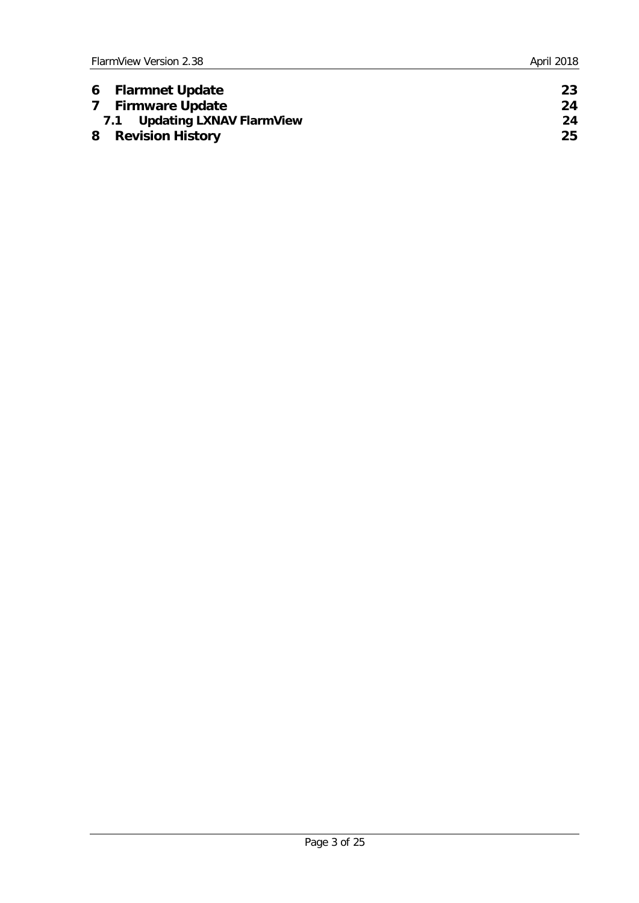| | |
|---|---|
| **6 Flarmnet Update** | **23** |
| **7 Firmware Update** | **24** |
| **7.1 Updating LXNAV FlarmView** | **24** |
| **8 Revision History** | **25** |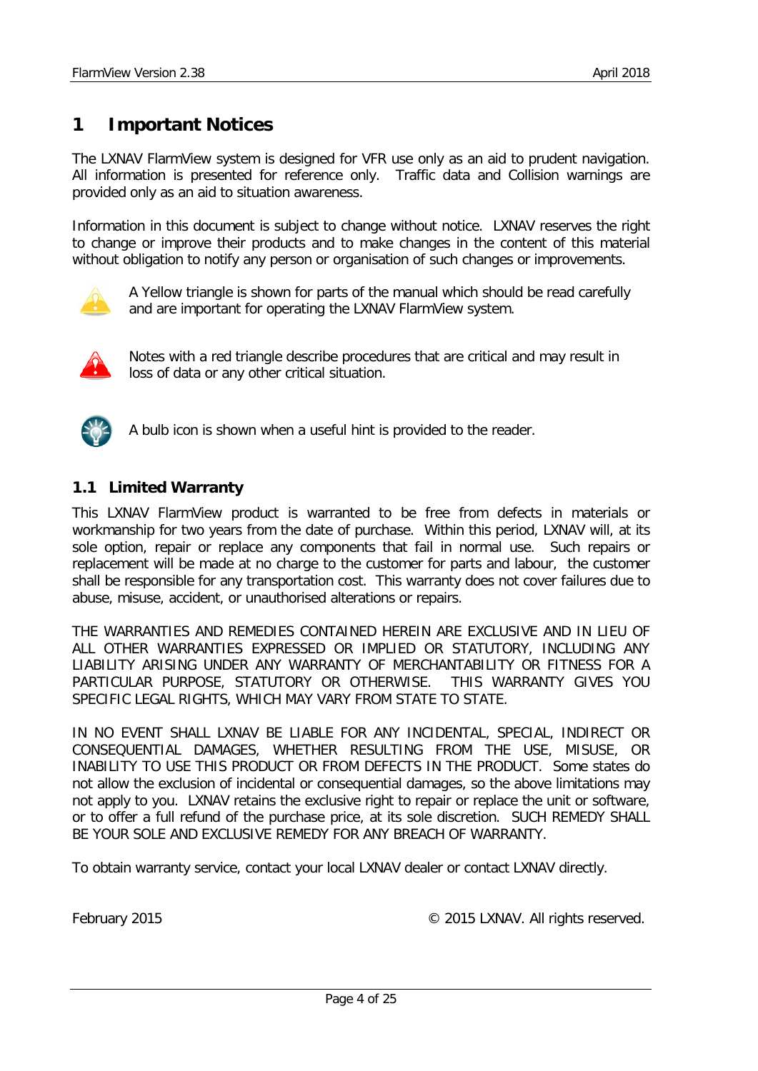# 1 Important Notices

The LXNAV FlarmView system is designed for VFR use only as an aid to prudent navigation. All information is presented for reference only. Traffic data and Collision warnings are provided only as an aid to situation awareness.

Information in this document is subject to change without notice. LXNAV reserves the right to change or improve their products and to make changes in the content of this material without obligation to notify any person or organisation of such changes or improvements.

A Yellow triangle is shown for parts of the manual which should be read carefully and are important for operating the LXNAV FlarmView system.

Notes with a red triangle describe procedures that are critical and may result in loss of data or any other critical situation.

A bulb icon is shown when a useful hint is provided to the reader.

## 1.1 Limited Warranty

This LXNAV FlarmView product is warranted to be free from defects in materials or workmanship for two years from the date of purchase. Within this period, LXNAV will, at its sole option, repair or replace any components that fail in normal use. Such repairs or replacement will be made at no charge to the customer for parts and labour, the customer shall be responsible for any transportation cost. This warranty does not cover failures due to abuse, misuse, accident, or unauthorised alterations or repairs.

THE WARRANTIES AND REMEDIES CONTAINED HEREIN ARE EXCLUSIVE AND IN LIEU OF ALL OTHER WARRANTIES EXPRESSED OR IMPLIED OR STATUTORY, INCLUDING ANY LIABILITY ARISING UNDER ANY WARRANTY OF MERCHANTABILITY OR FITNESS FOR A PARTICULAR PURPOSE, STATUTORY OR OTHERWISE. THIS WARRANTY GIVES YOU SPECIFIC LEGAL RIGHTS, WHICH MAY VARY FROM STATE TO STATE.

IN NO EVENT SHALL LXNAV BE LIABLE FOR ANY INCIDENTAL, SPECIAL, INDIRECT OR CONSEQUENTIAL DAMAGES, WHETHER RESULTING FROM THE USE, MISUSE, OR INABILITY TO USE THIS PRODUCT OR FROM DEFECTS IN THE PRODUCT. Some states do not allow the exclusion of incidental or consequential damages, so the above limitations may not apply to you. LXNAV retains the exclusive right to repair or replace the unit or software, or to offer a full refund of the purchase price, at its sole discretion. SUCH REMEDY SHALL BE YOUR SOLE AND EXCLUSIVE REMEDY FOR ANY BREACH OF WARRANTY.

To obtain warranty service, contact your local LXNAV dealer or contact LXNAV directly.

February 2015 © 2015 LXNAV. All rights reserved.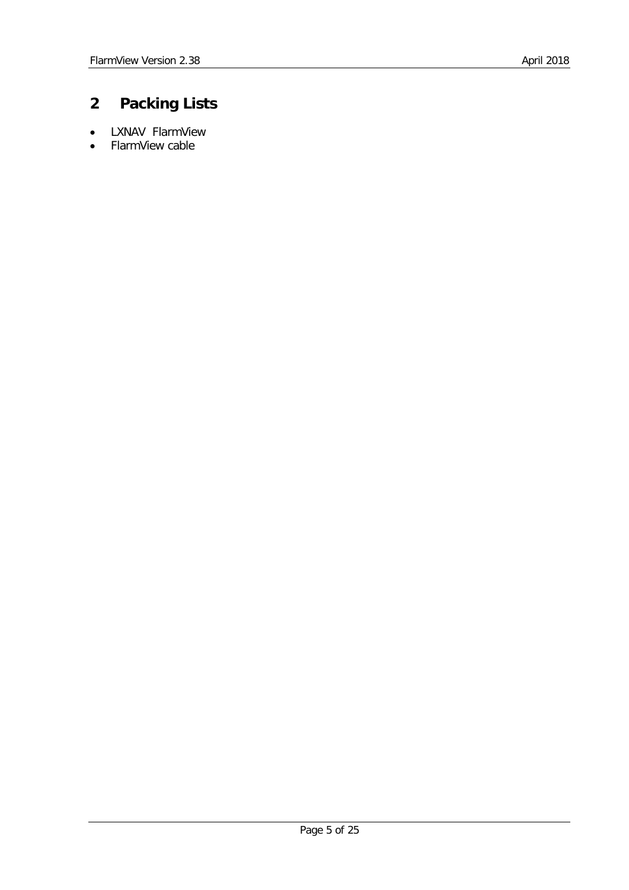# 2 Packing Lists

- LXNAV FlarmView
- FlarmView cable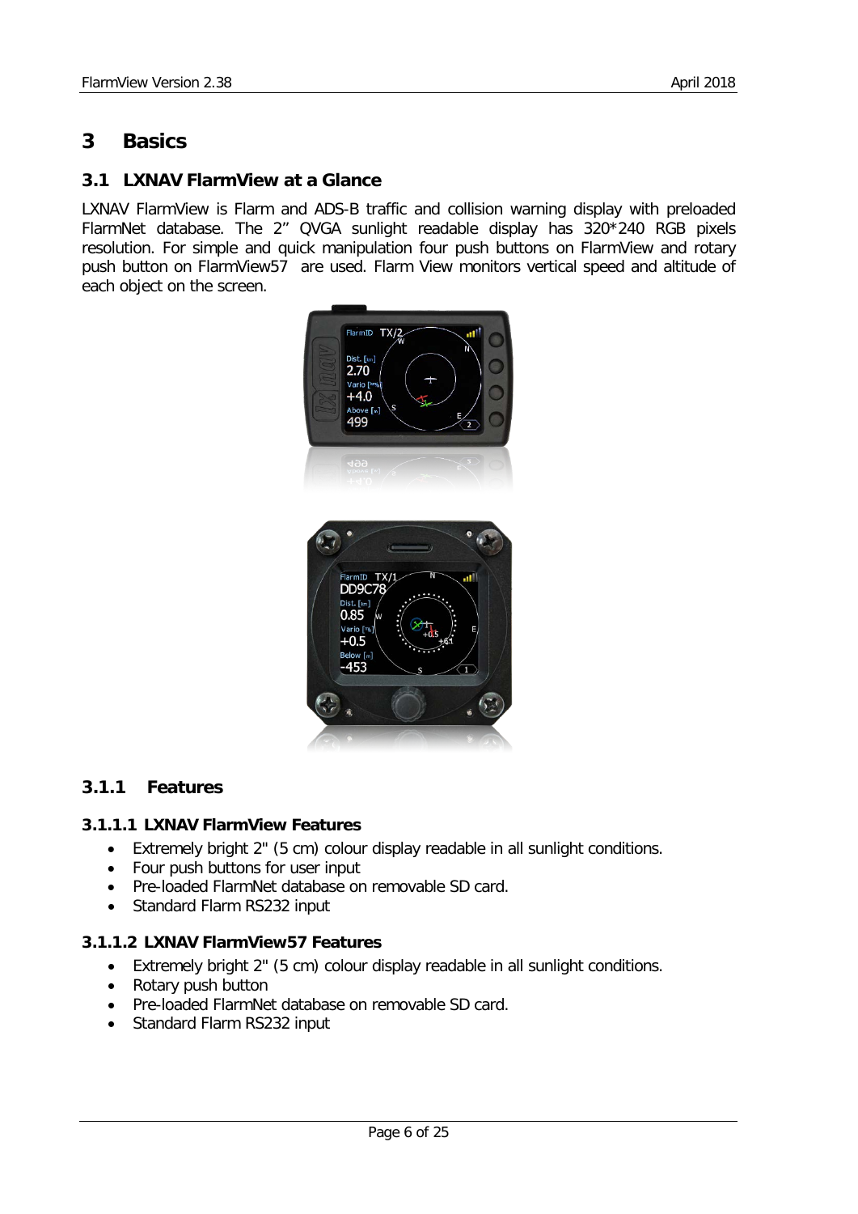# 3 Basics

## 3.1 LXNAV FlarmView at a Glance

LXNAV FlarmView is Flarm and ADS-B traffic and collision warning display with preloaded FlarmNet database. The 2" QVGA sunlight readable display has 320*240 RGB pixels resolution. For simple and quick manipulation four push buttons on FlarmView and rotary push button on FlarmView57 are used. Flarm View monitors vertical speed and altitude of each object on the screen.

### 3.1.1 Features

#### 3.1.1.1 LXNAV FlarmView Features

- Extremely bright 2" (5 cm) colour display readable in all sunlight conditions.
- Four push buttons for user input
- Pre-loaded FlarmNet database on removable SD card.
- Standard Flarm RS232 input

#### 3.1.1.2 LXNAV FlarmView57 Features

- Extremely bright 2" (5 cm) colour display readable in all sunlight conditions.
- Rotary push button
- Pre-loaded FlarmNet database on removable SD card.
- Standard Flarm RS232 input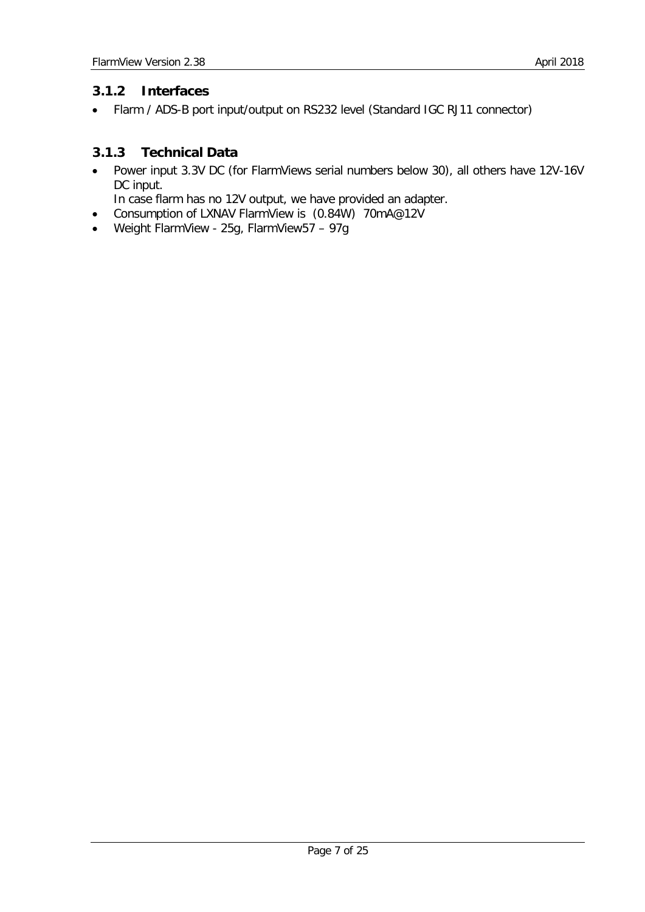### 3.1.2 Interfaces

- Flarm / ADS-B port input/output on RS232 level (Standard IGC RJ11 connector)

### 3.1.3 Technical Data

- Power input 3.3V DC (for FlarmViews serial numbers below 30), all others have 12V-16V DC input.
  In case flarm has no 12V output, we have provided an adapter.
- Consumption of LXNAV FlarmView is (0.84W) 70mA@12V
- Weight FlarmView - 25g, FlarmView57 – 97g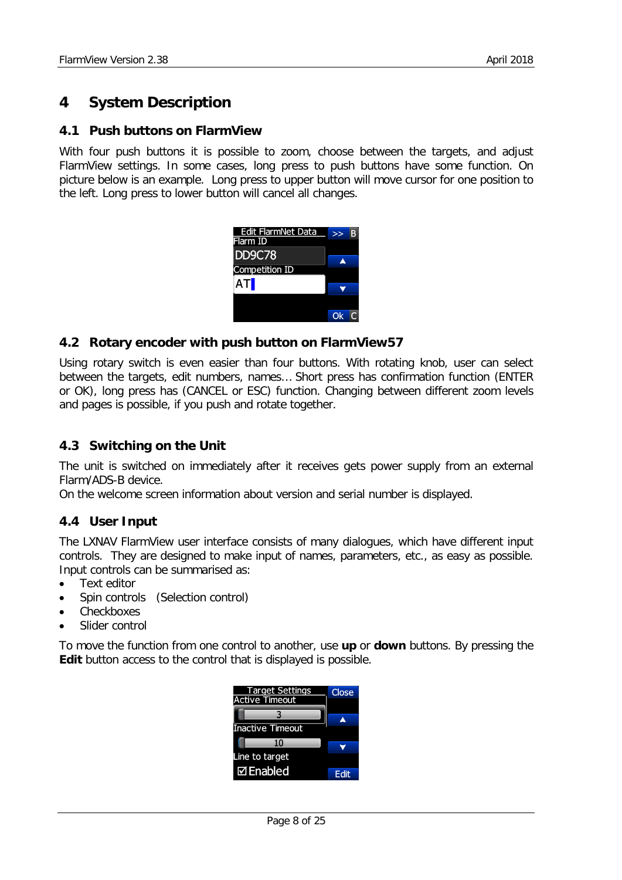# 4 System Description

## 4.1 Push buttons on FlarmView

With four push buttons it is possible to zoom, choose between the targets, and adjust FlarmView settings. In some cases, long press to push buttons have some function. On picture below is an example. Long press to upper button will move cursor for one position to the left. Long press to lower button will cancel all changes.

## 4.2 Rotary encoder with push button on FlarmView57

Using rotary switch is even easier than four buttons. With rotating knob, user can select between the targets, edit numbers, names... Short press has confirmation function (ENTER or OK), long press has (CANCEL or ESC) function. Changing between different zoom levels and pages is possible, if you push and rotate together.

## 4.3 Switching on the Unit

The unit is switched on immediately after it receives gets power supply from an external Flarm/ADS-B device.
On the welcome screen information about version and serial number is displayed.

## 4.4 User Input

The LXNAV FlarmView user interface consists of many dialogues, which have different input controls. They are designed to make input of names, parameters, etc., as easy as possible. Input controls can be summarised as:

- Text editor
- Spin controls (Selection control)
- Checkboxes
- Slider control

To move the function from one control to another, use **up** or **down** buttons. By pressing the **Edit** button access to the control that is displayed is possible.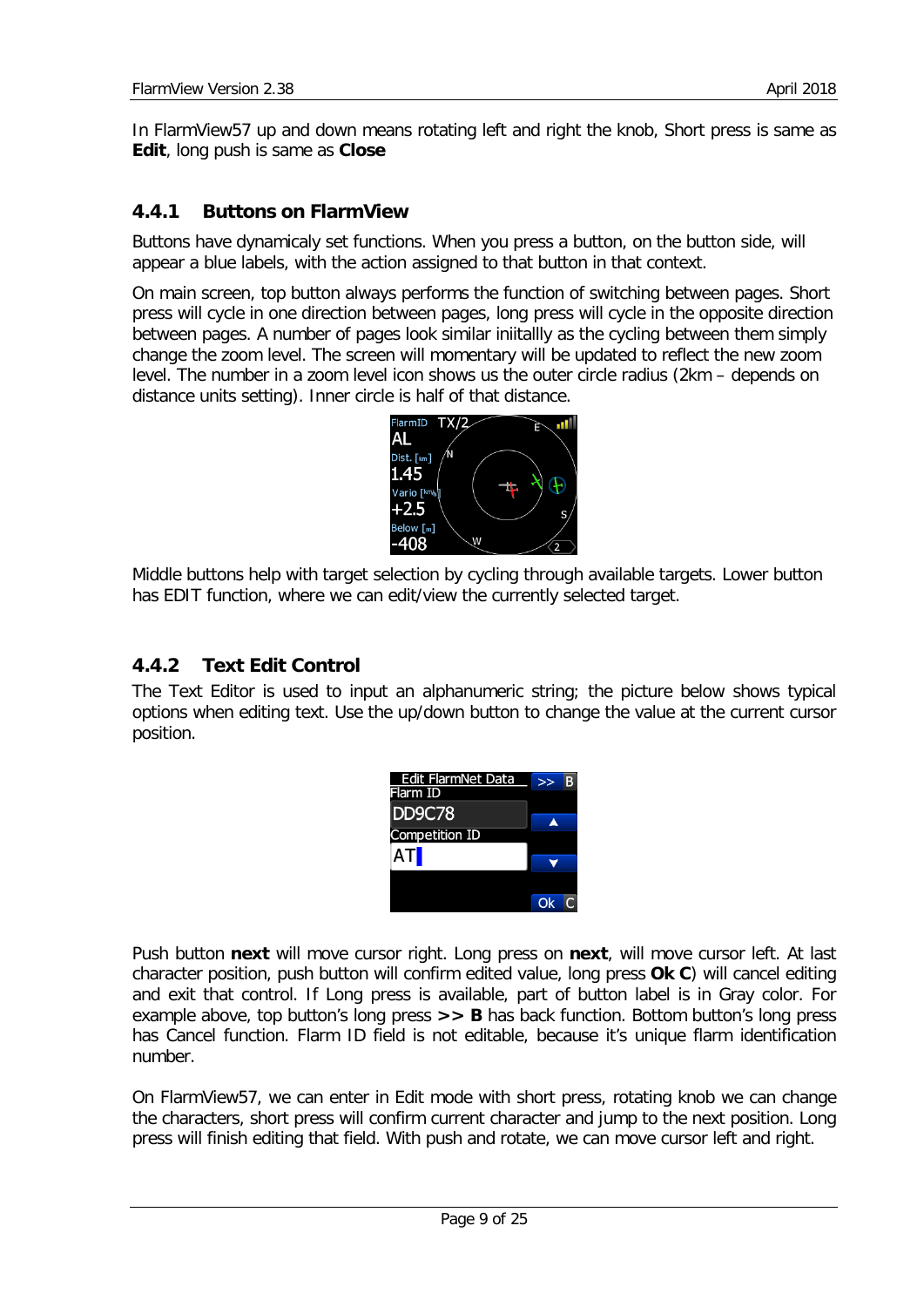In FlarmView57 up and down means rotating left and right the knob, Short press is same as **Edit**, long push is same as **Close**

### 4.4.1 Buttons on FlarmView

Buttons have dynamicaly set functions. When you press a button, on the button side, will appear a blue labels, with the action assigned to that button in that context.

On main screen, top button always performs the function of switching between pages. Short press will cycle in one direction between pages, long press will cycle in the opposite direction between pages. A number of pages look similar inititallly as the cycling between them simply change the zoom level. The screen will momentary will be updated to reflect the new zoom level. The number in a zoom level icon shows us the outer circle radius (2km – depends on distance units setting). Inner circle is half of that distance.

Middle buttons help with target selection by cycling through available targets. Lower button has EDIT function, where we can edit/view the currently selected target.

### 4.4.2 Text Edit Control

The Text Editor is used to input an alphanumeric string; the picture below shows typical options when editing text. Use the up/down button to change the value at the current cursor position.

Push button **next** will move cursor right. Long press on **next**, will move cursor left. At last character position, push button will confirm edited value, long press **Ok C**) will cancel editing and exit that control. If Long press is available, part of button label is in Gray color. For example above, top button's long press **>> B** has back function. Bottom button's long press has Cancel function. Flarm ID field is not editable, because it's unique flarm identification number.

On FlarmView57, we can enter in Edit mode with short press, rotating knob we can change the characters, short press will confirm current character and jump to the next position. Long press will finish editing that field. With push and rotate, we can move cursor left and right.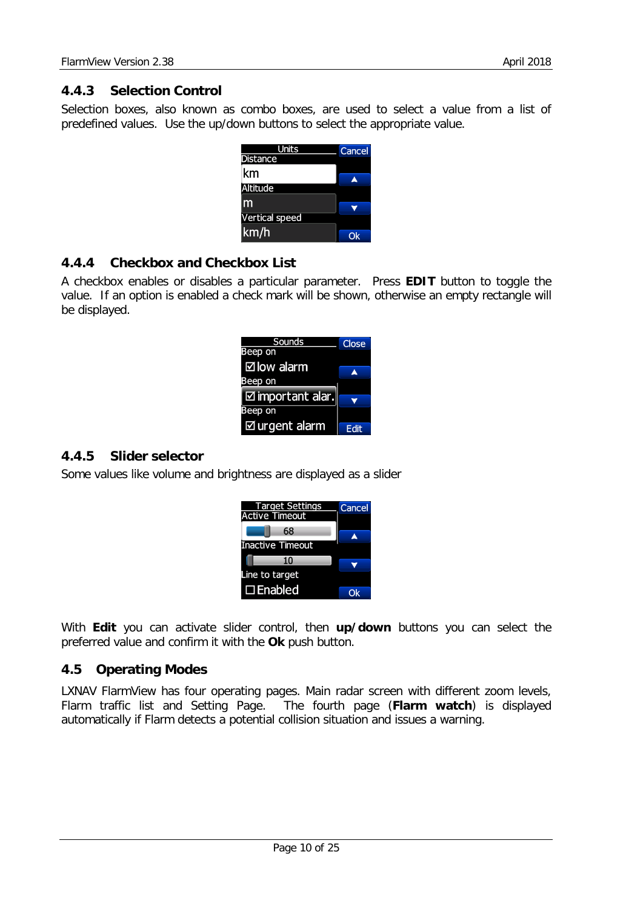### 4.4.3 Selection Control

Selection boxes, also known as combo boxes, are used to select a value from a list of predefined values. Use the up/down buttons to select the appropriate value.

### 4.4.4 Checkbox and Checkbox List

A checkbox enables or disables a particular parameter. Press **EDIT** button to toggle the value. If an option is enabled a check mark will be shown, otherwise an empty rectangle will be displayed.

### 4.4.5 Slider selector

Some values like volume and brightness are displayed as a slider

With **Edit** you can activate slider control, then **up**/**down** buttons you can select the preferred value and confirm it with the **Ok** push button.

## 4.5 Operating Modes

LXNAV FlarmView has four operating pages. Main radar screen with different zoom levels, Flarm traffic list and Setting Page. The fourth page (**Flarm watch**) is displayed automatically if Flarm detects a potential collision situation and issues a warning.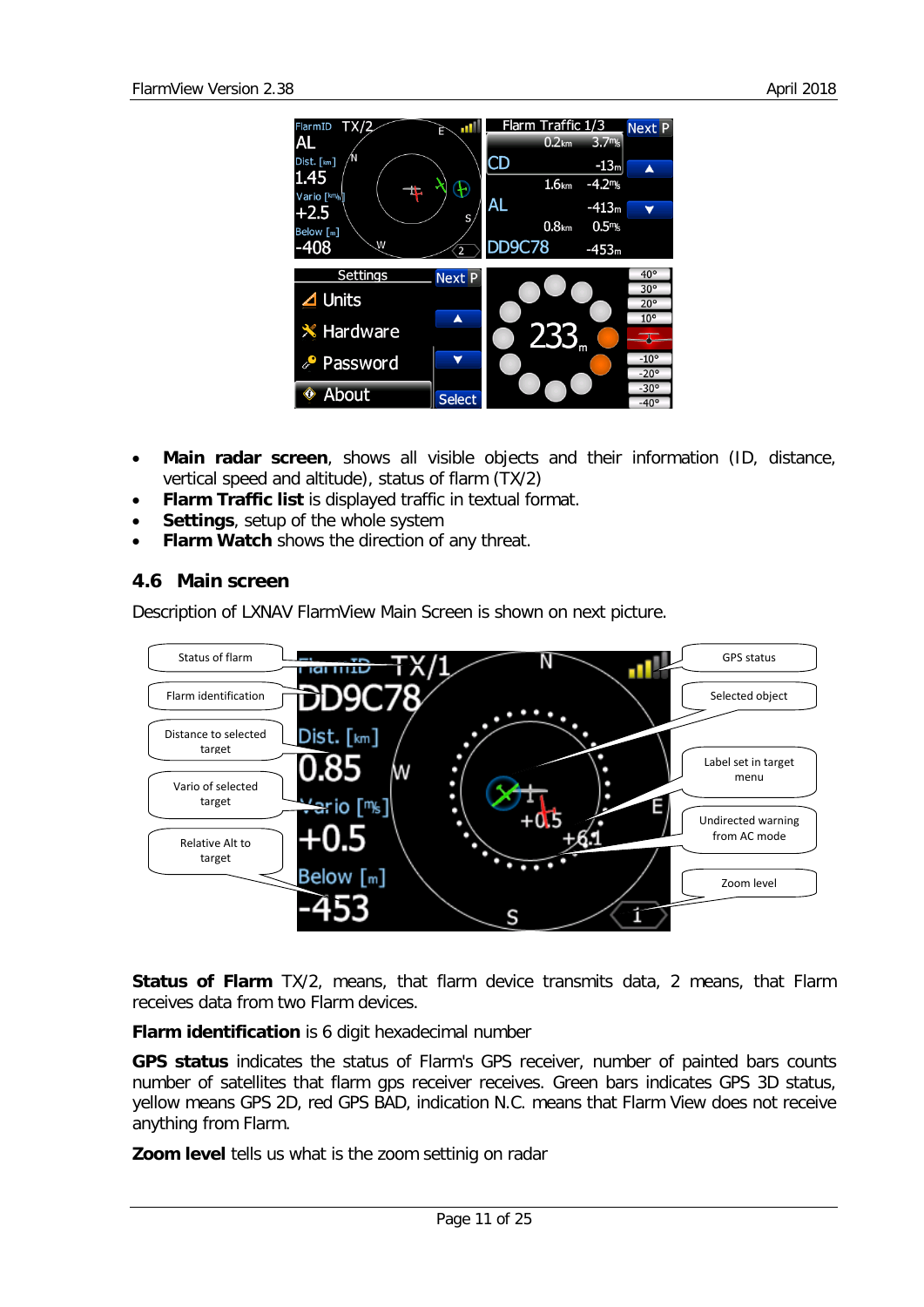- **Main radar screen**, shows all visible objects and their information (ID, distance, vertical speed and altitude), status of flarm (TX/2)
- **Flarm Traffic list** is displayed traffic in textual format.
- **Settings**, setup of the whole system
- **Flarm Watch** shows the direction of any threat.

## 4.6 Main screen

Description of LXNAV FlarmView Main Screen is shown on next picture.

**Status of Flarm** TX/2, means, that flarm device transmits data, 2 means, that Flarm receives data from two Flarm devices.

**Flarm identification** is 6 digit hexadecimal number

**GPS status** indicates the status of Flarm's GPS receiver, number of painted bars counts number of satellites that flarm gps receiver receives. Green bars indicates GPS 3D status, yellow means GPS 2D, red GPS BAD, indication N.C. means that Flarm View does not receive anything from Flarm.

**Zoom level** tells us what is the zoom settinig on radar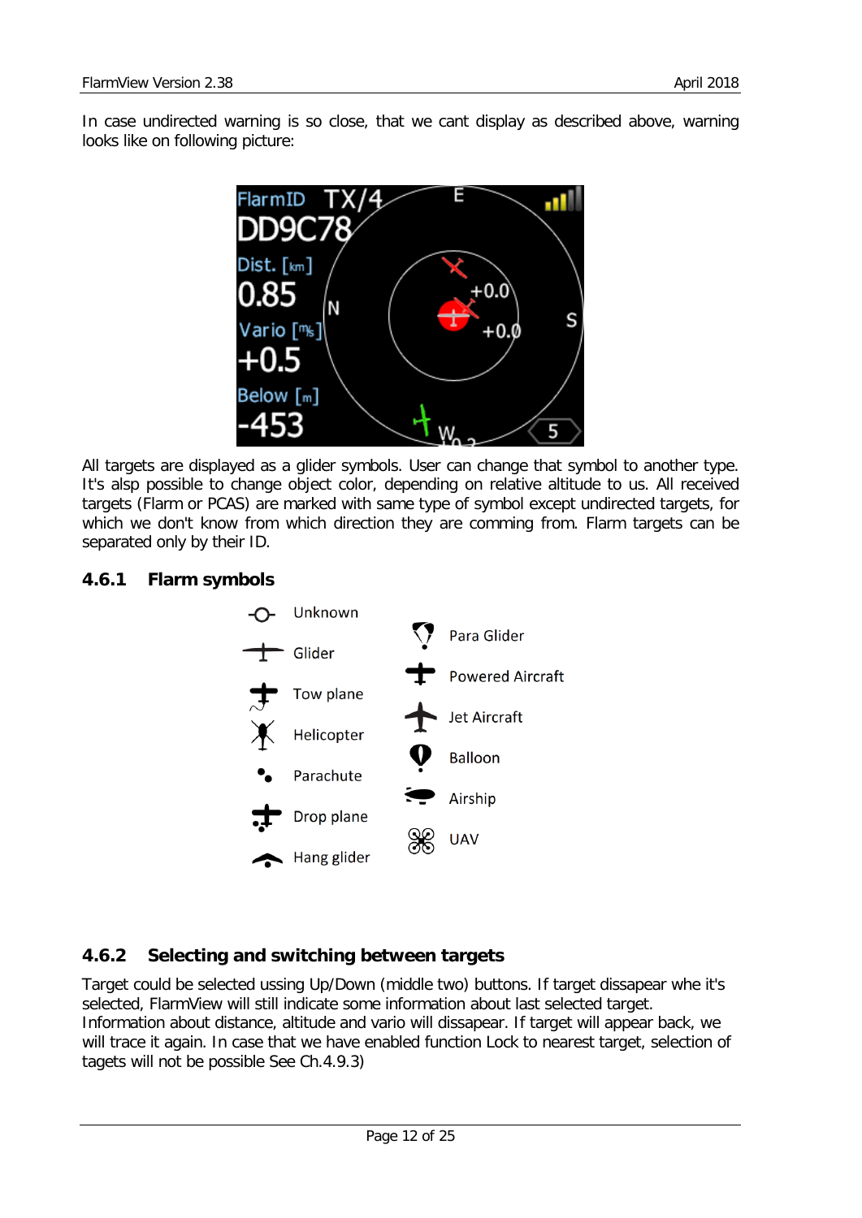In case undirected warning is so close, that we cant display as described above, warning looks like on following picture:

All targets are displayed as a glider symbols. User can change that symbol to another type. It's alsp possible to change object color, depending on relative altitude to us. All received targets (Flarm or PCAS) are marked with same type of symbol except undirected targets, for which we don't know from which direction they are comming from. Flarm targets can be separated only by their ID.

### 4.6.1 Flarm symbols

- Unknown
- Glider
- Tow plane
- Helicopter
- Parachute
- Drop plane
- Hang glider
- Para Glider
- Powered Aircraft
- Jet Aircraft
- Balloon
- Airship
- UAV

### 4.6.2 Selecting and switching between targets

Target could be selected using Up/Down (middle two) buttons. If target dissapear whe it's selected, FlarmView will still indicate some information about last selected target. Information about distance, altitude and vario will dissapear. If target will appear back, we will trace it again. In case that we have enabled function Lock to nearest target, selection of tagets will not be possible See Ch.4.9.3)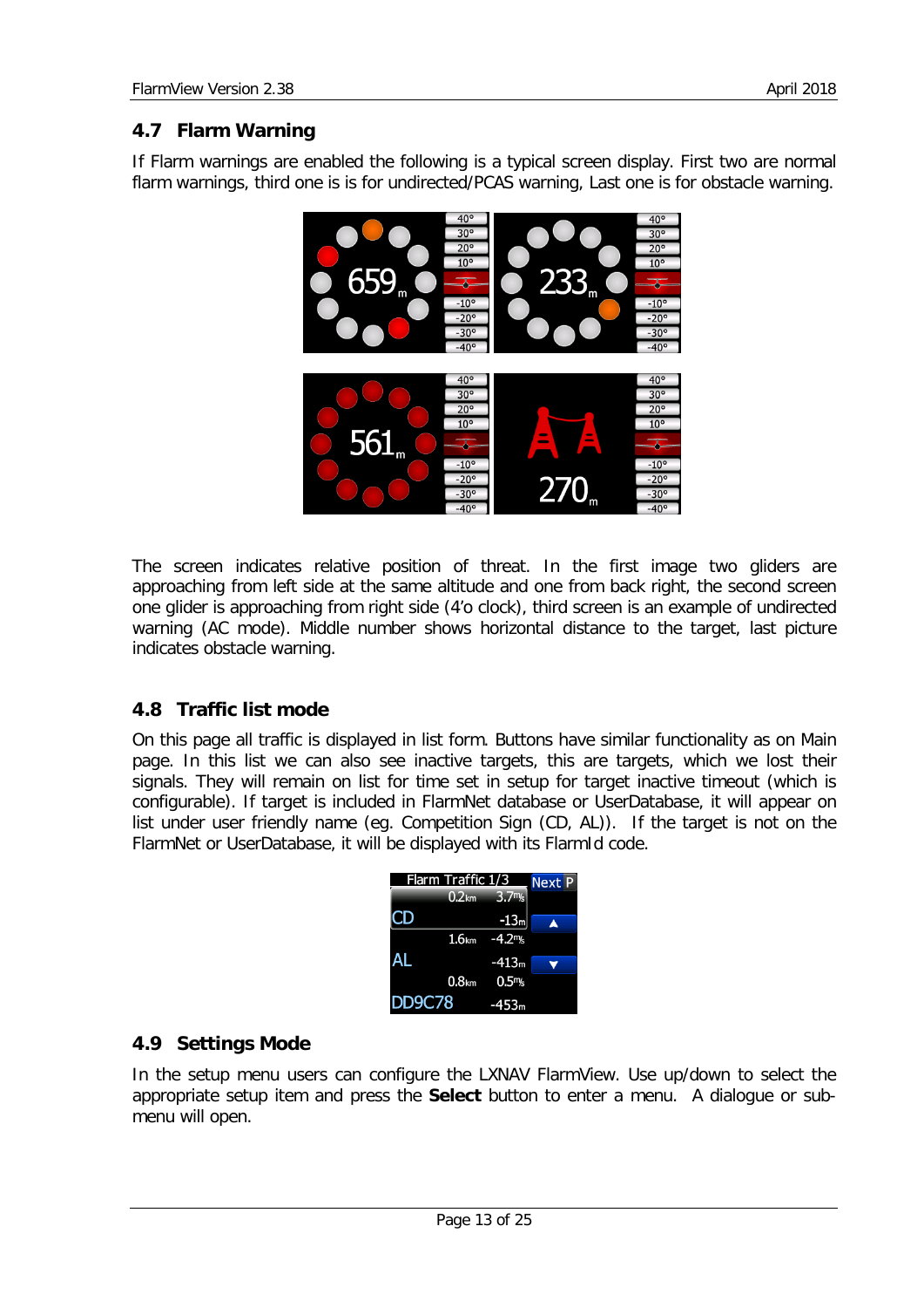## 4.7 Flarm Warning

If Flarm warnings are enabled the following is a typical screen display. First two are normal flarm warnings, third one is is for undirected/PCAS warning, Last one is for obstacle warning.

The screen indicates relative position of threat. In the first image two gliders are approaching from left side at the same altitude and one from back right, the second screen one glider is approaching from right side (4'o clock), third screen is an example of undirected warning (AC mode). Middle number shows horizontal distance to the target, last picture indicates obstacle warning.

## 4.8 Traffic list mode

On this page all traffic is displayed in list form. Buttons have similar functionality as on Main page. In this list we can also see inactive targets, this are targets, which we lost their signals. They will remain on list for time set in setup for target inactive timeout (which is configurable). If target is included in FlarmNet database or UserDatabase, it will appear on list under user friendly name (eg. Competition Sign (CD, AL)). If the target is not on the FlarmNet or UserDatabase, it will be displayed with its FlarmId code.

## 4.9 Settings Mode

In the setup menu users can configure the LXNAV FlarmView. Use up/down to select the appropriate setup item and press the **Select** button to enter a menu. A dialogue or sub-menu will open.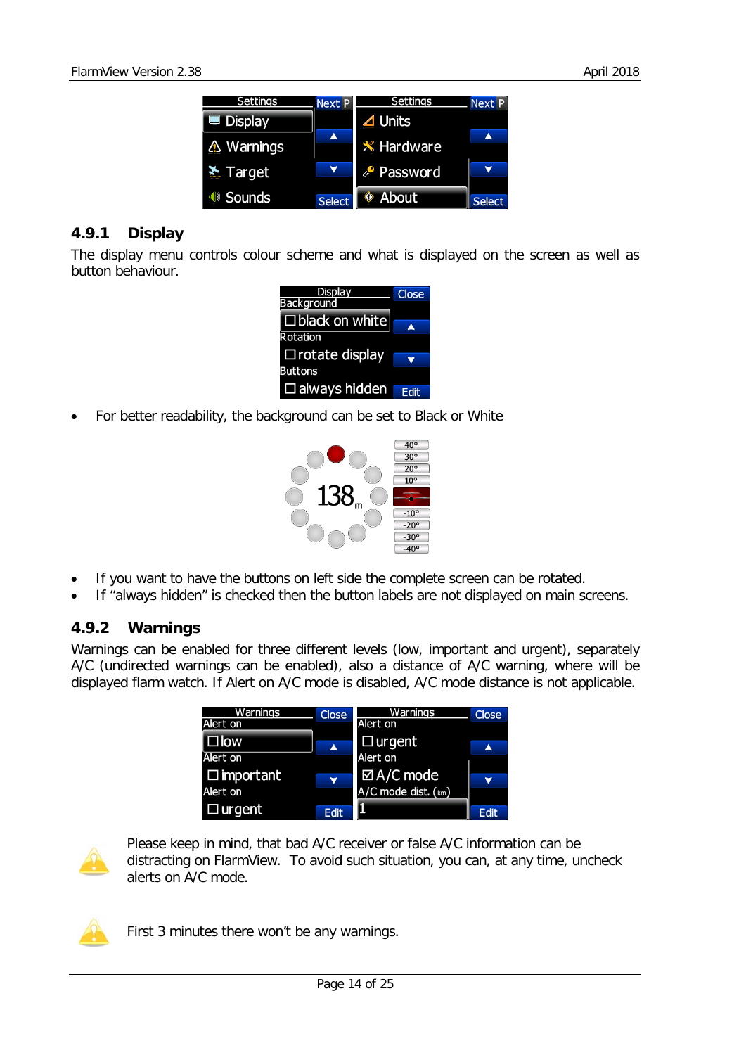### 4.9.1 Display

The display menu controls colour scheme and what is displayed on the screen as well as button behaviour.

- For better readability, the background can be set to Black or White

- If you want to have the buttons on left side the complete screen can be rotated.
- If "always hidden" is checked then the button labels are not displayed on main screens.

### 4.9.2 Warnings

Warnings can be enabled for three different levels (low, important and urgent), separately A/C (undirected warnings can be enabled), also a distance of A/C warning, where will be displayed flarm watch. If Alert on A/C mode is disabled, A/C mode distance is not applicable.

Please keep in mind, that bad A/C receiver or false A/C information can be distracting on FlarmView. To avoid such situation, you can, at any time, uncheck alerts on A/C mode.

First 3 minutes there won't be any warnings.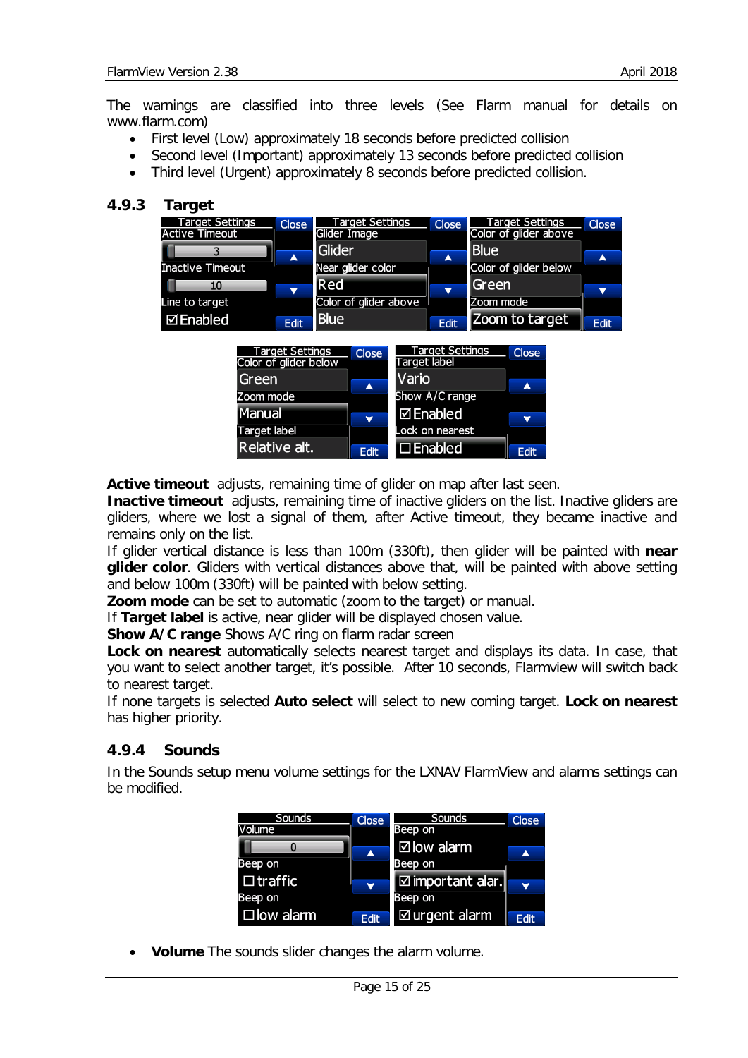The warnings are classified into three levels (See Flarm manual for details on www.flarm.com)

- First level (Low) approximately 18 seconds before predicted collision
- Second level (Important) approximately 13 seconds before predicted collision
- Third level (Urgent) approximately 8 seconds before predicted collision.

### 4.9.3 Target

**Active timeout** adjusts, remaining time of glider on map after last seen.
**Inactive timeout** adjusts, remaining time of inactive gliders on the list. Inactive gliders are gliders, where we lost a signal of them, after Active timeout, they became inactive and remains only on the list.
If glider vertical distance is less than 100m (330ft), then glider will be painted with **near glider color**. Gliders with vertical distances above that, will be painted with above setting and below 100m (330ft) will be painted with below setting.
**Zoom mode** can be set to automatic (zoom to the target) or manual.
If **Target label** is active, near glider will be displayed chosen value.
**Show A/C range** Shows A/C ring on flarm radar screen
**Lock on nearest** automatically selects nearest target and displays its data. In case, that you want to select another target, it's possible. After 10 seconds, Flarmview will switch back to nearest target.
If none targets is selected **Auto select** will select to new coming target. **Lock on nearest** has higher priority.

### 4.9.4 Sounds

In the Sounds setup menu volume settings for the LXNAV FlarmView and alarms settings can be modified.

- **Volume** The sounds slider changes the alarm volume.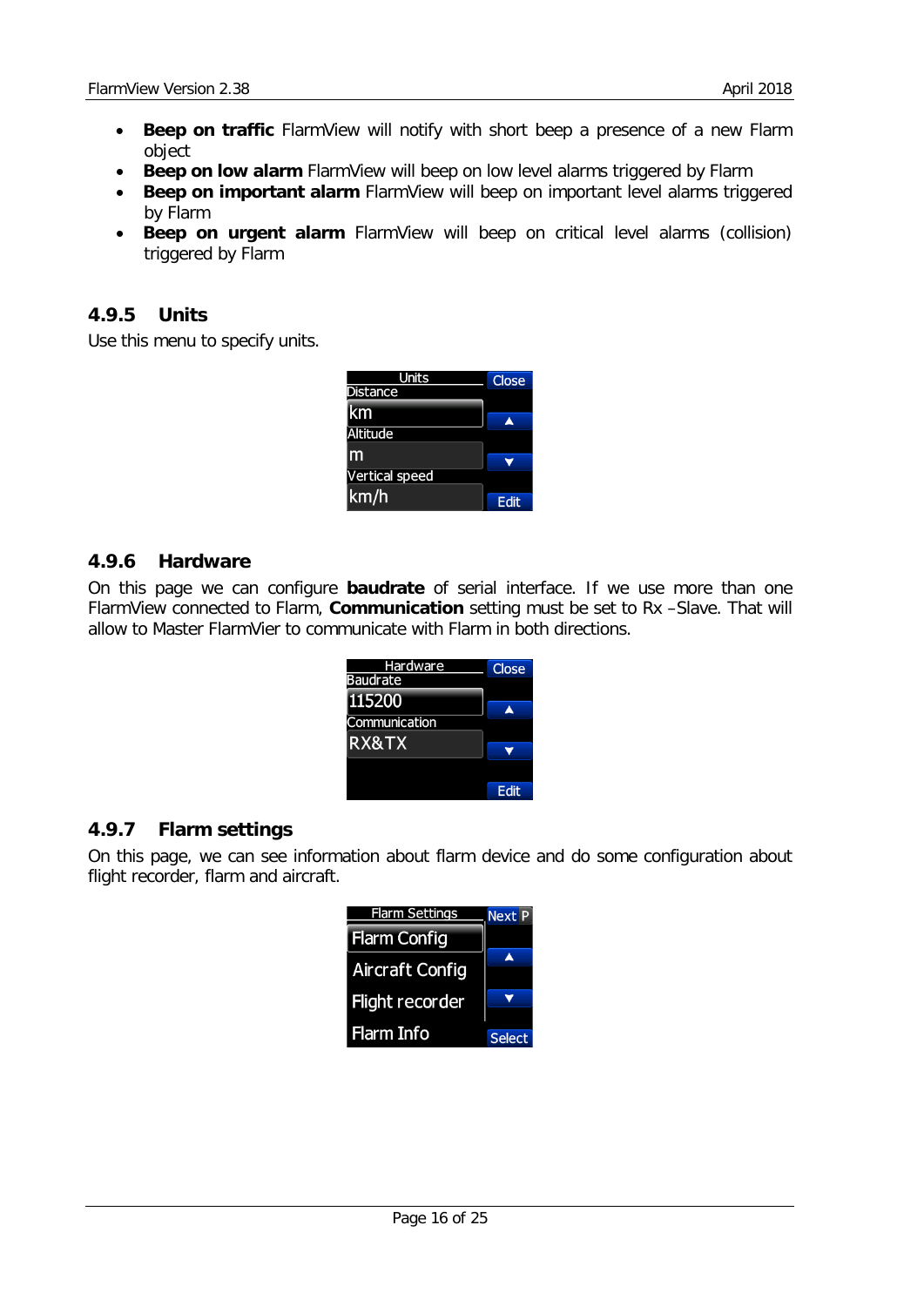- **Beep on traffic** FlarmView will notify with short beep a presence of a new Flarm object
- **Beep on low alarm** FlarmView will beep on low level alarms triggered by Flarm
- **Beep on important alarm** FlarmView will beep on important level alarms triggered by Flarm
- **Beep on urgent alarm** FlarmView will beep on critical level alarms (collision) triggered by Flarm

### 4.9.5 Units

Use this menu to specify units.

### 4.9.6 Hardware

On this page we can configure **baudrate** of serial interface. If we use more than one FlarmView connected to Flarm, **Communication** setting must be set to Rx –Slave. That will allow to Master FlarmVier to communicate with Flarm in both directions.

### 4.9.7 Flarm settings

On this page, we can see information about flarm device and do some configuration about flight recorder, flarm and aircraft.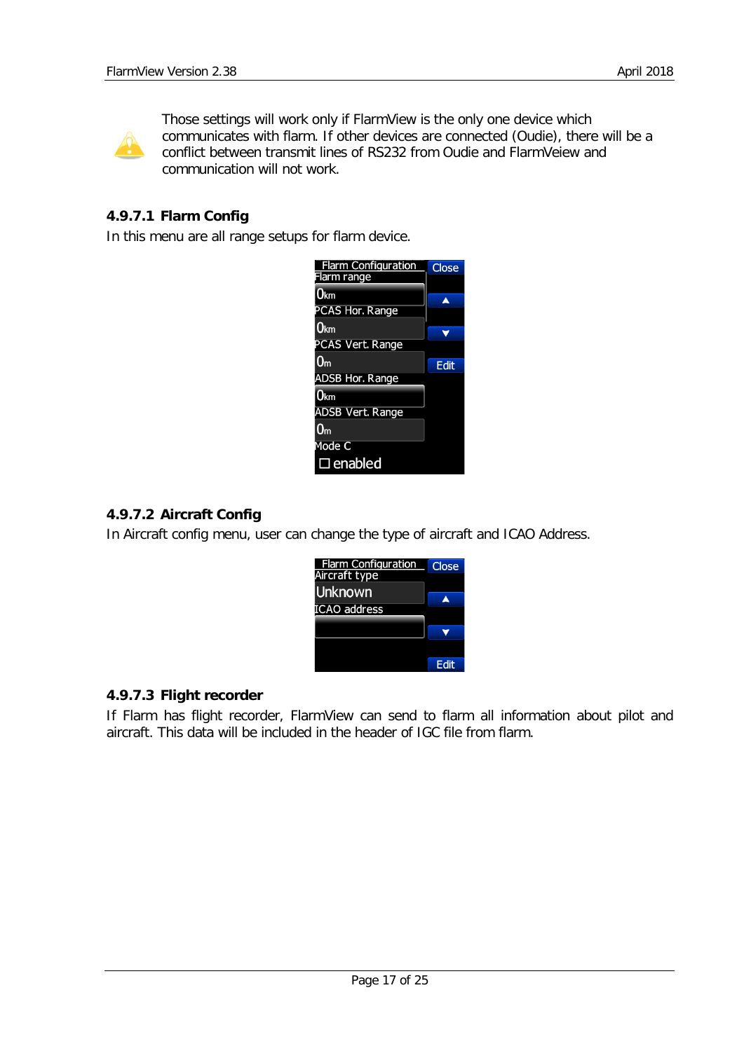Those settings will work only if FlarmView is the only one device which communicates with flarm. If other devices are connected (Oudie), there will be a conflict between transmit lines of RS232 from Oudie and FlarmVeiew and communication will not work.

#### 4.9.7.1 Flarm Config

In this menu are all range setups for flarm device.

#### 4.9.7.2 Aircraft Config

In Aircraft config menu, user can change the type of aircraft and ICAO Address.

#### 4.9.7.3 Flight recorder

If Flarm has flight recorder, FlarmView can send to flarm all information about pilot and aircraft. This data will be included in the header of IGC file from flarm.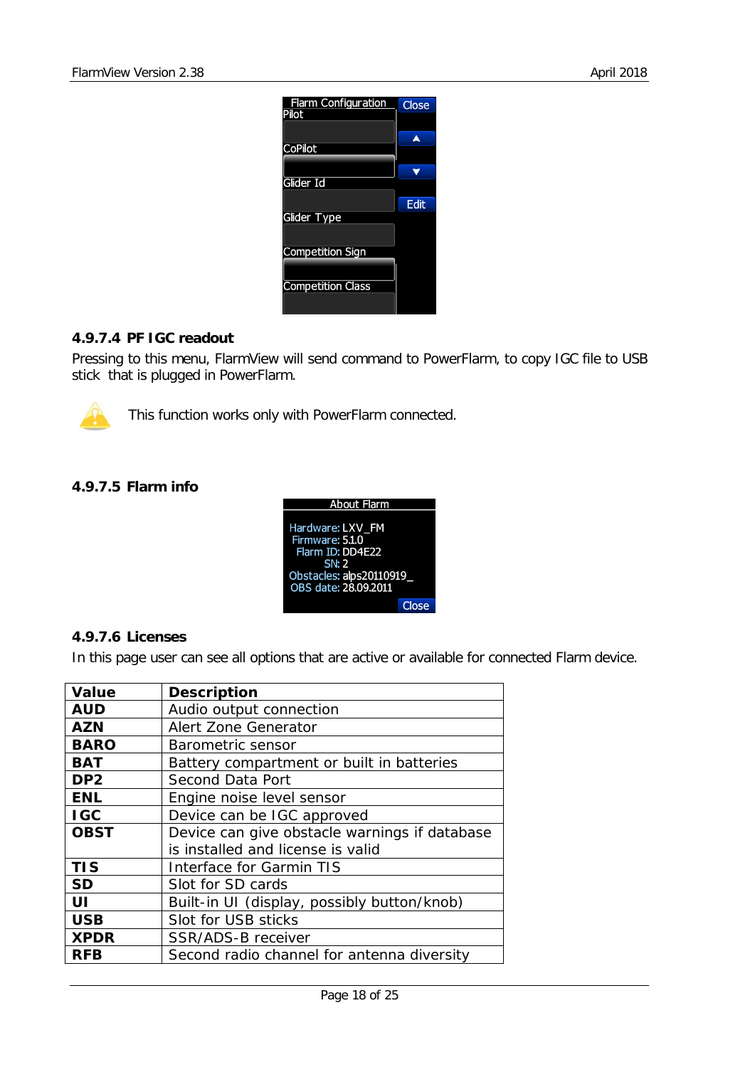#### 4.9.7.4 PF IGC readout

Pressing to this menu, FlarmView will send command to PowerFlarm, to copy IGC file to USB stick that is plugged in PowerFlarm.

This function works only with PowerFlarm connected.

#### 4.9.7.5 Flarm info

#### 4.9.7.6 Licenses

In this page user can see all options that are active or available for connected Flarm device.

| Value | Description |
|---|---|
| **AUD** | Audio output connection |
| **AZN** | Alert Zone Generator |
| **BARO** | Barometric sensor |
| **BAT** | Battery compartment or built in batteries |
| **DP2** | Second Data Port |
| **ENL** | Engine noise level sensor |
| **IGC** | Device can be IGC approved |
| **OBST** | Device can give obstacle warnings if database is installed and license is valid |
| **TIS** | Interface for Garmin TIS |
| **SD** | Slot for SD cards |
| **UI** | Built-in UI (display, possibly button/knob) |
| **USB** | Slot for USB sticks |
| **XPDR** | SSR/ADS-B receiver |
| **RFB** | Second radio channel for antenna diversity |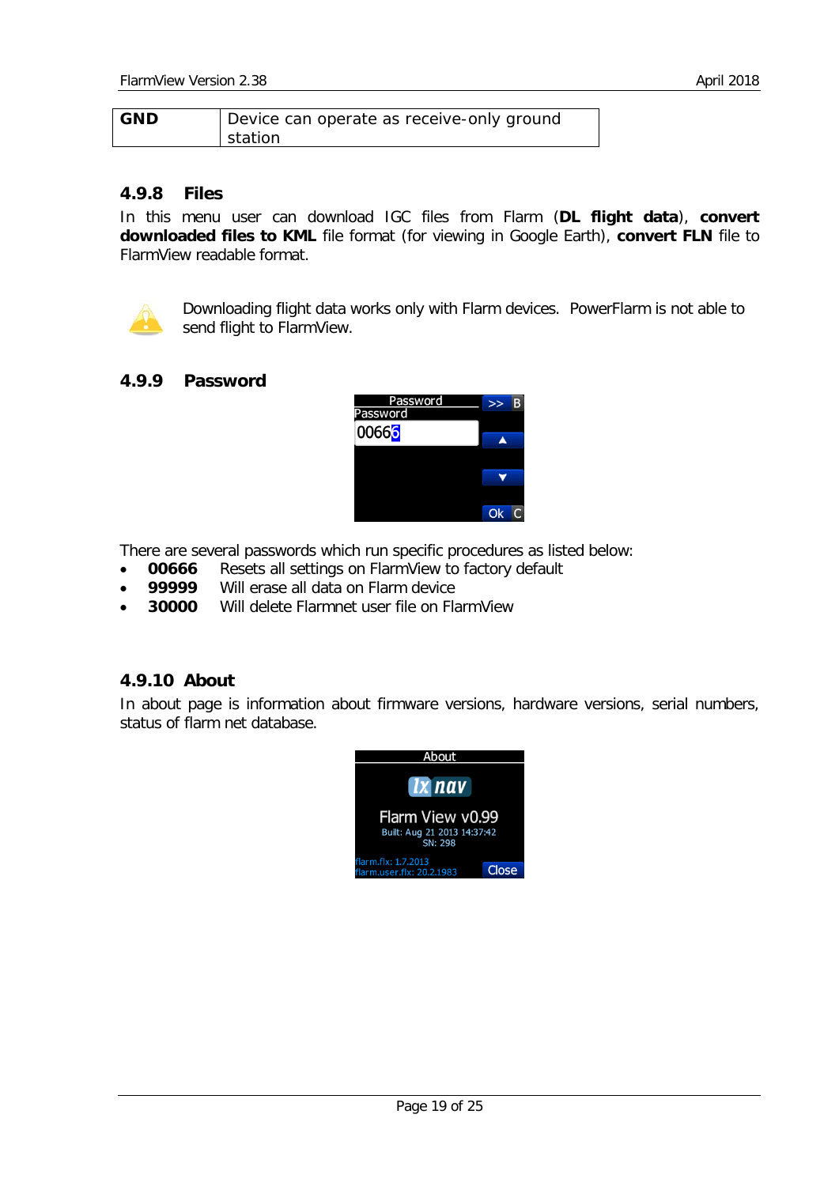| GND | Device can operate as receive-only ground station |
|---|---|

### 4.9.8 Files

In this menu user can download IGC files from Flarm (**DL flight data**), **convert downloaded files to KML** file format (for viewing in Google Earth), **convert FLN** file to FlarmView readable format.

Downloading flight data works only with Flarm devices. PowerFlarm is not able to send flight to FlarmView.

### 4.9.9 Password

There are several passwords which run specific procedures as listed below:

- **00666** Resets all settings on FlarmView to factory default
- **99999** Will erase all data on Flarm device
- **30000** Will delete Flarmnet user file on FlarmView

### 4.9.10 About

In about page is information about firmware versions, hardware versions, serial numbers, status of flarm net database.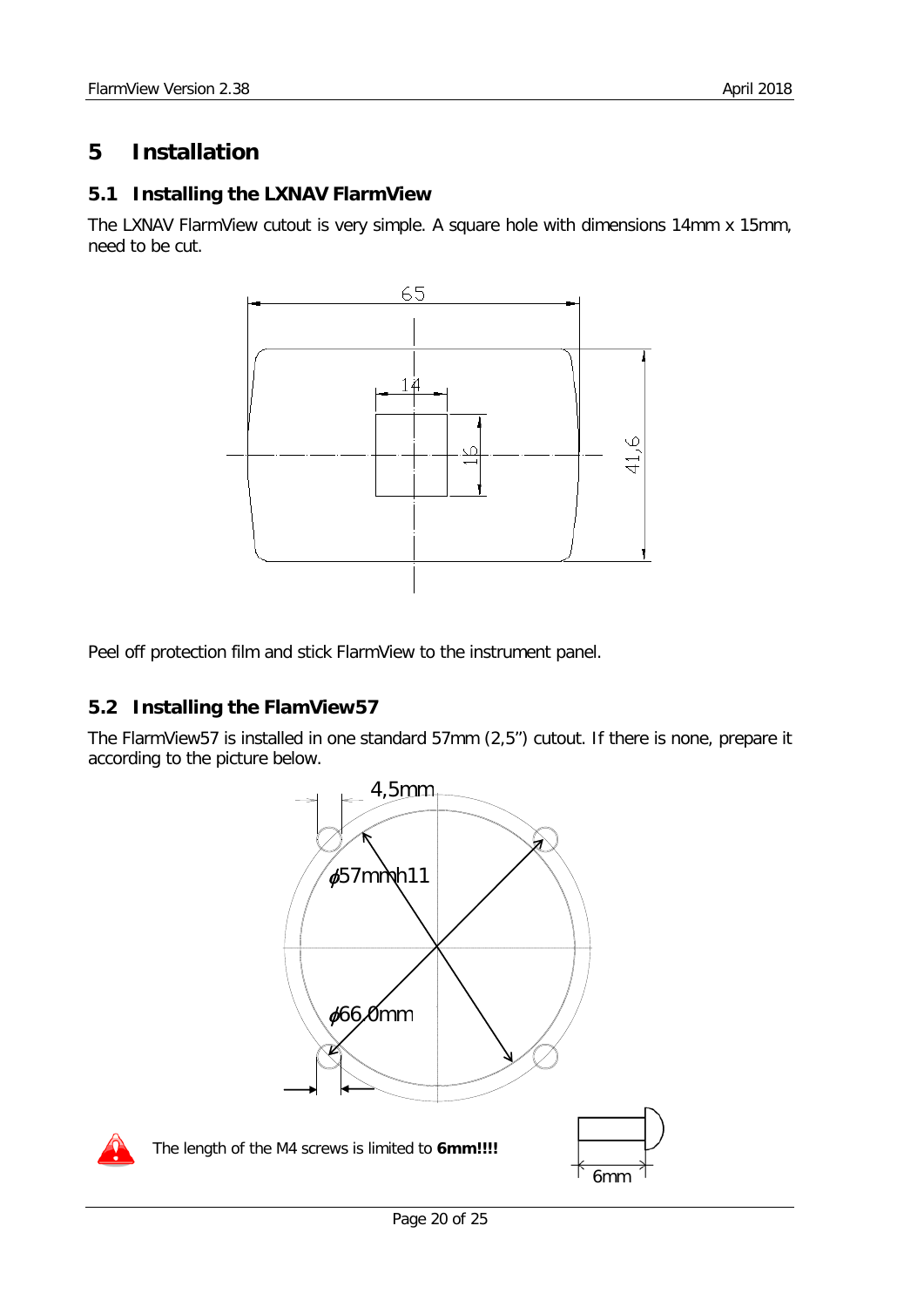# 5 Installation

## 5.1 Installing the LXNAV FlarmView

The LXNAV FlarmView cutout is very simple. A square hole with dimensions 14mm x 15mm, need to be cut.

Peel off protection film and stick FlarmView to the instrument panel.

## 5.2 Installing the FlamView57

The FlarmView57 is installed in one standard 57mm (2,5") cutout. If there is none, prepare it according to the picture below.

The length of the M4 screws is limited to **6mm!!!!**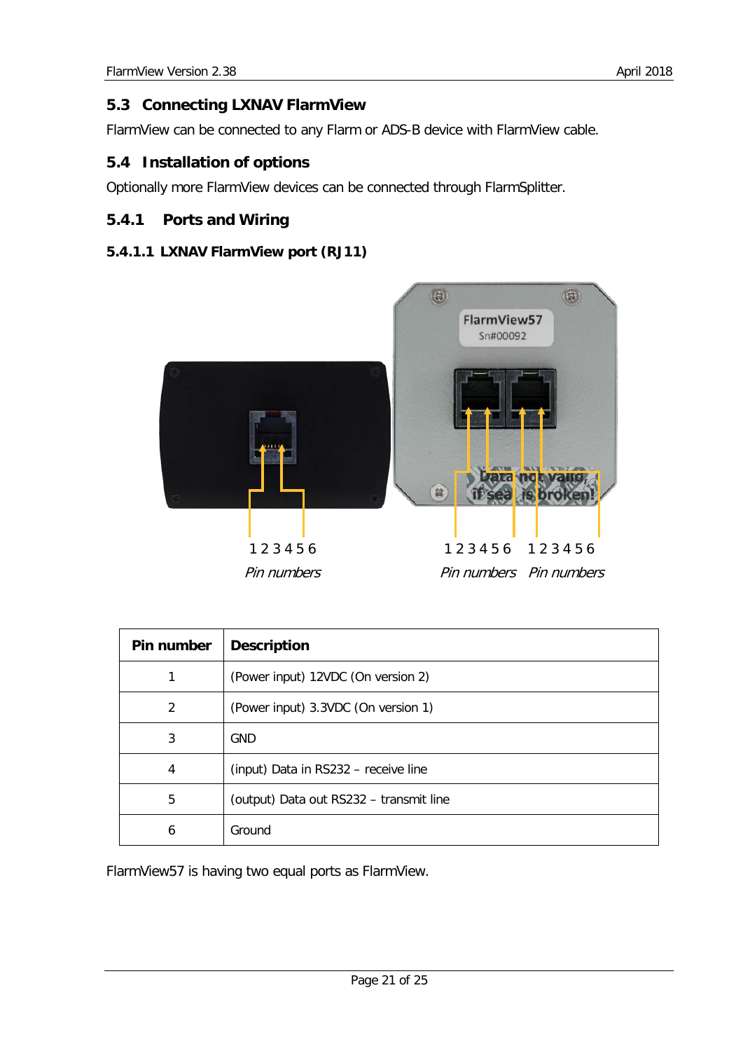## 5.3 Connecting LXNAV FlarmView

FlarmView can be connected to any Flarm or ADS-B device with FlarmView cable.

## 5.4 Installation of options

Optionally more FlarmView devices can be connected through FlarmSplitter.

### 5.4.1 Ports and Wiring

#### 5.4.1.1 LXNAV FlarmView port (RJ11)

| Pin number | Description |
|---|---|
| 1 | (Power input) 12VDC (On version 2) |
| 2 | (Power input) 3.3VDC (On version 1) |
| 3 | GND |
| 4 | (input) Data in RS232 – receive line |
| 5 | (output) Data out RS232 – transmit line |
| 6 | Ground |

FlarmView57 is having two equal ports as FlarmView.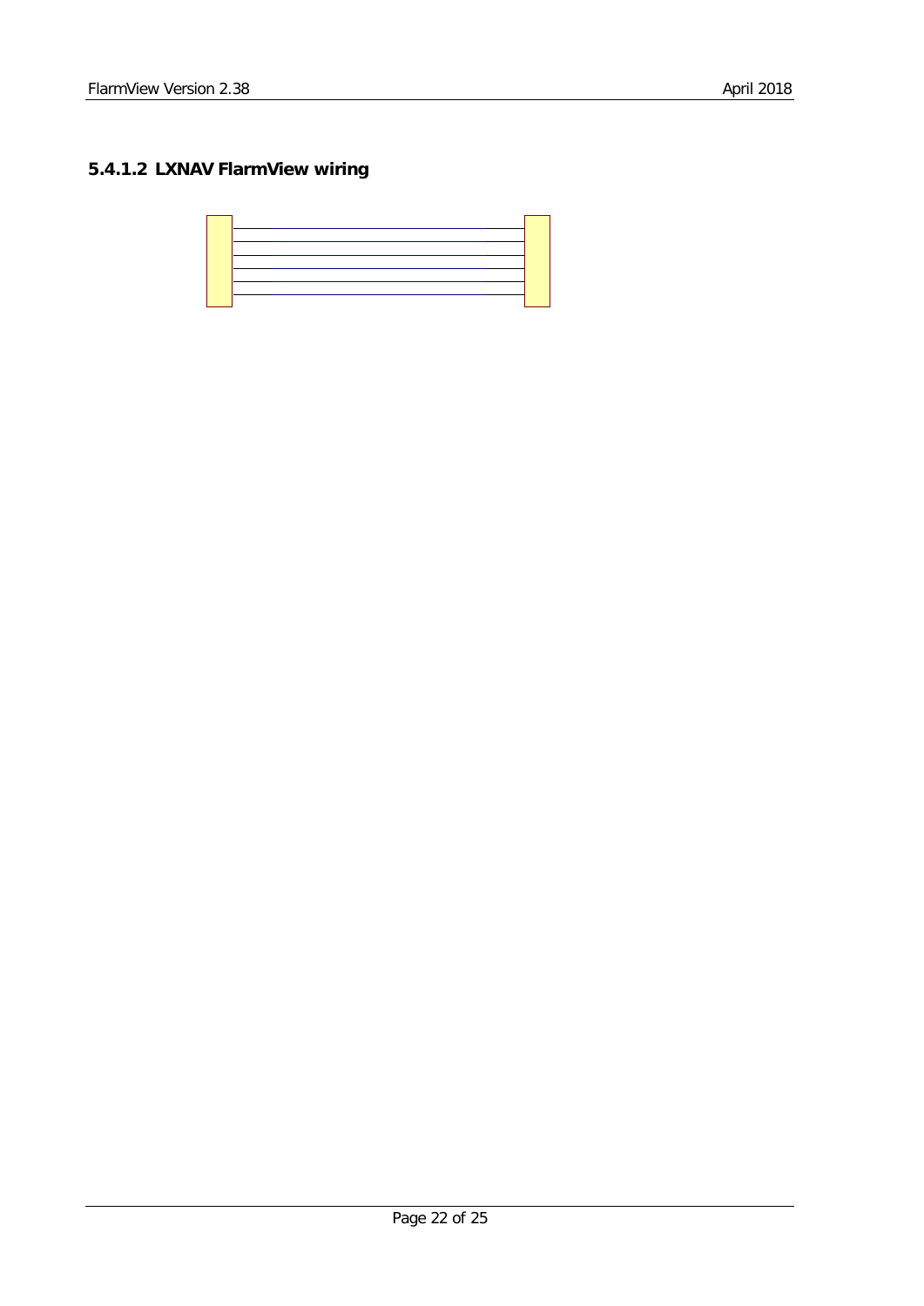### 5.4.1.2 LXNAV FlarmView wiring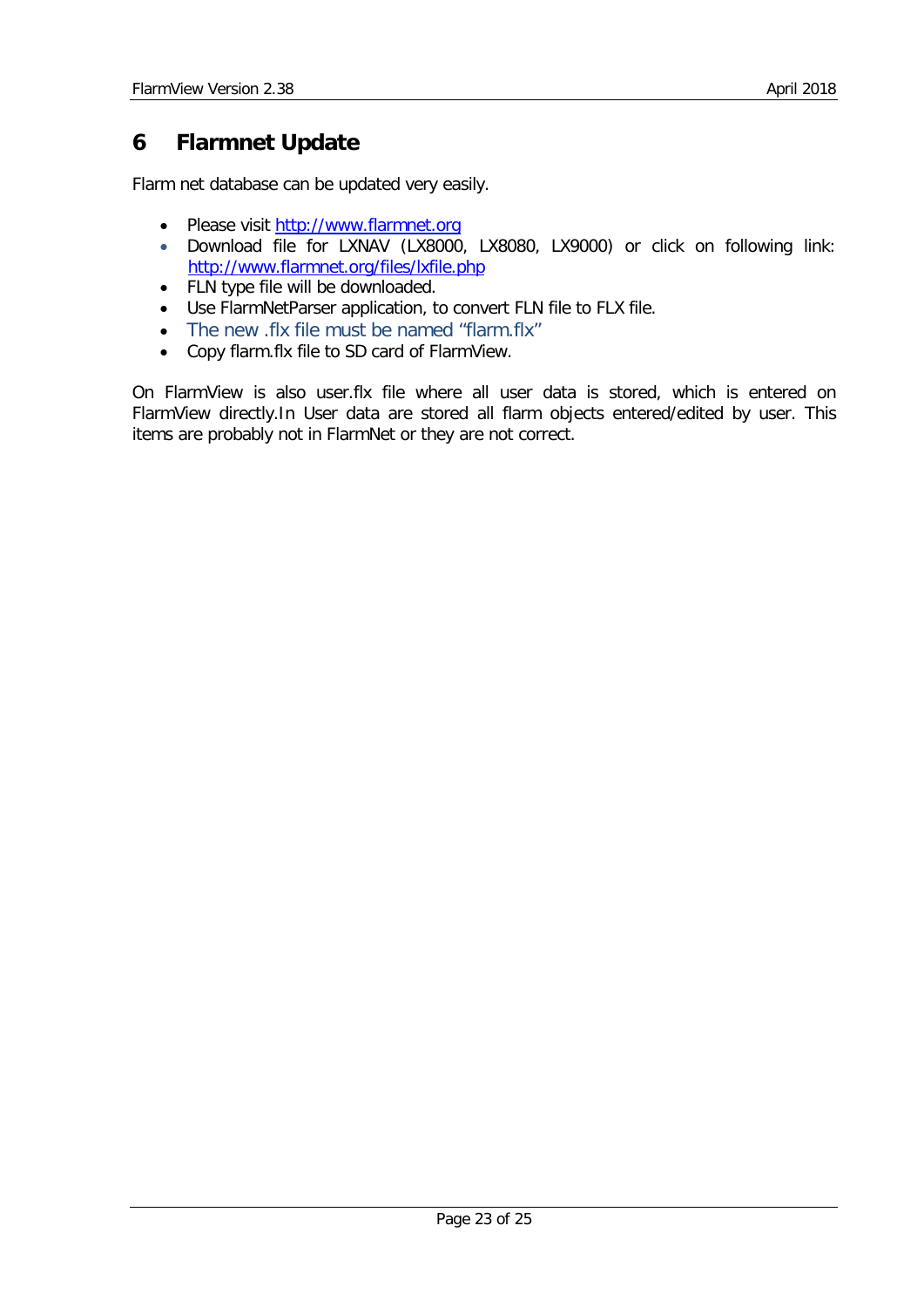# 6 Flarmnet Update

Flarm net database can be updated very easily.

- Please visit http://www.flarmnet.org
- Download file for LXNAV (LX8000, LX8080, LX9000) or click on following link: http://www.flarmnet.org/files/lxfile.php
- FLN type file will be downloaded.
- Use FlarmNetParser application, to convert FLN file to FLX file.
- The new .flx file must be named "flarm.flx"
- Copy flarm.flx file to SD card of FlarmView.

On FlarmView is also user.flx file where all user data is stored, which is entered on FlarmView directly.In User data are stored all flarm objects entered/edited by user. This items are probably not in FlarmNet or they are not correct.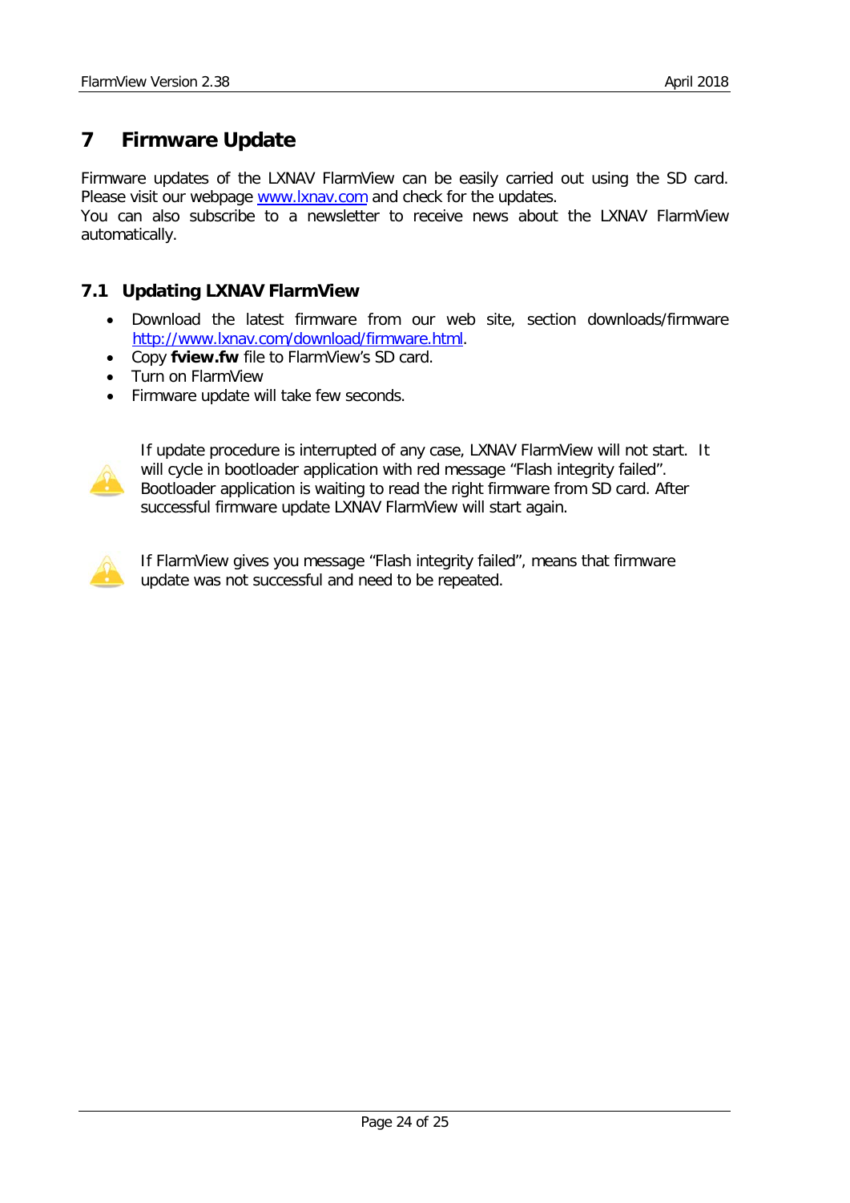# 7 Firmware Update

Firmware updates of the LXNAV FlarmView can be easily carried out using the SD card. Please visit our webpage [www.lxnav.com](http://www.lxnav.com) and check for the updates.
You can also subscribe to a newsletter to receive news about the LXNAV FlarmView automatically.

## 7.1 Updating LXNAV FlarmView

- Download the latest firmware from our web site, section downloads/firmware [http://www.lxnav.com/download/firmware.html](http://www.lxnav.com/download/firmware.html).
- Copy **fview.fw** file to FlarmView's SD card.
- Turn on FlarmView
- Firmware update will take few seconds.

If update procedure is interrupted of any case, LXNAV FlarmView will not start. It will cycle in bootloader application with red message "Flash integrity failed". Bootloader application is waiting to read the right firmware from SD card. After successful firmware update LXNAV FlarmView will start again.

If FlarmView gives you message "Flash integrity failed", means that firmware update was not successful and need to be repeated.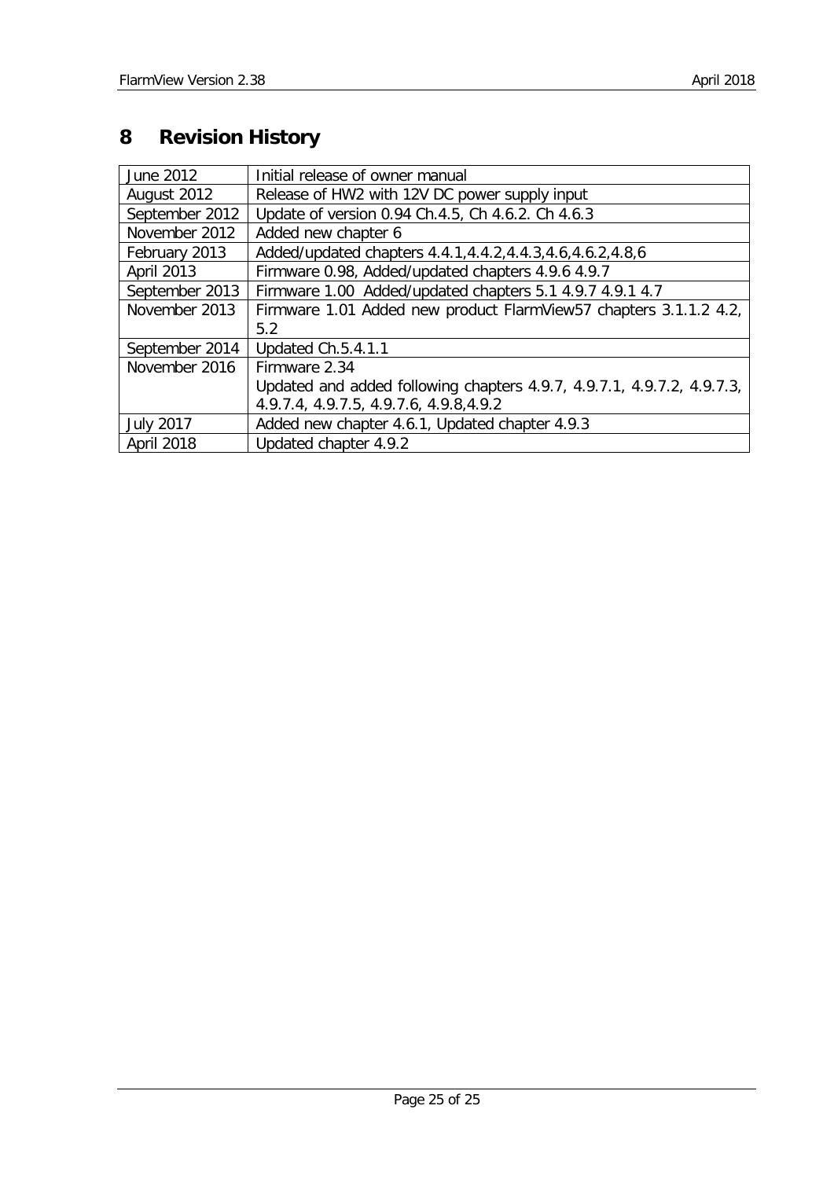# 8 Revision History

| | |
|---|---|
| June 2012 | Initial release of owner manual |
| August 2012 | Release of HW2 with 12V DC power supply input |
| September 2012 | Update of version 0.94 Ch.4.5, Ch 4.6.2. Ch 4.6.3 |
| November 2012 | Added new chapter 6 |
| February 2013 | Added/updated chapters 4.4.1,4.4.2,4.4.3,4.6,4.6.2,4.8,6 |
| April 2013 | Firmware 0.98, Added/updated chapters 4.9.6 4.9.7 |
| September 2013 | Firmware 1.00 Added/updated chapters 5.1 4.9.7 4.9.1 4.7 |
| November 2013 | Firmware 1.01 Added new product FlarmView57 chapters 3.1.1.2 4.2, 5.2 |
| September 2014 | Updated Ch.5.4.1.1 |
| November 2016 | Firmware 2.34<br>Updated and added following chapters 4.9.7, 4.9.7.1, 4.9.7.2, 4.9.7.3, 4.9.7.4, 4.9.7.5, 4.9.7.6, 4.9.8,4.9.2 |
| July 2017 | Added new chapter 4.6.1, Updated chapter 4.9.3 |
| April 2018 | Updated chapter 4.9.2 |